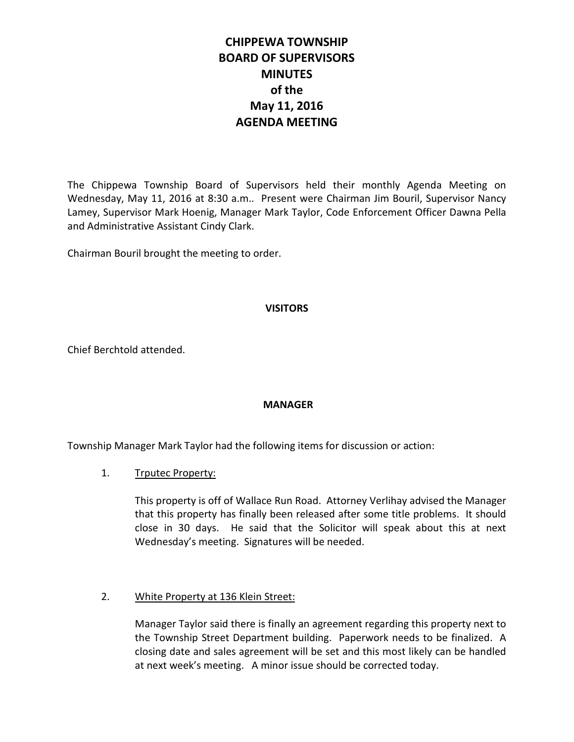# CHIPPEWA TOWNSHIP
# BOARD OF SUPERVISORS
# MINUTES
# of the
# May 11, 2016
# AGENDA MEETING

The Chippewa Township Board of Supervisors held their monthly Agenda Meeting on Wednesday, May 11, 2016 at 8:30 a.m.. Present were Chairman Jim Bouril, Supervisor Nancy Lamey, Supervisor Mark Hoenig, Manager Mark Taylor, Code Enforcement Officer Dawna Pella and Administrative Assistant Cindy Clark.

Chairman Bouril brought the meeting to order.

## VISITORS

Chief Berchtold attended.

## MANAGER

Township Manager Mark Taylor had the following items for discussion or action:

1. Trputec Property:

   This property is off of Wallace Run Road. Attorney Verlihay advised the Manager that this property has finally been released after some title problems. It should close in 30 days. He said that the Solicitor will speak about this at next Wednesday's meeting. Signatures will be needed.

2. White Property at 136 Klein Street:

   Manager Taylor said there is finally an agreement regarding this property next to the Township Street Department building. Paperwork needs to be finalized. A closing date and sales agreement will be set and this most likely can be handled at next week's meeting. A minor issue should be corrected today.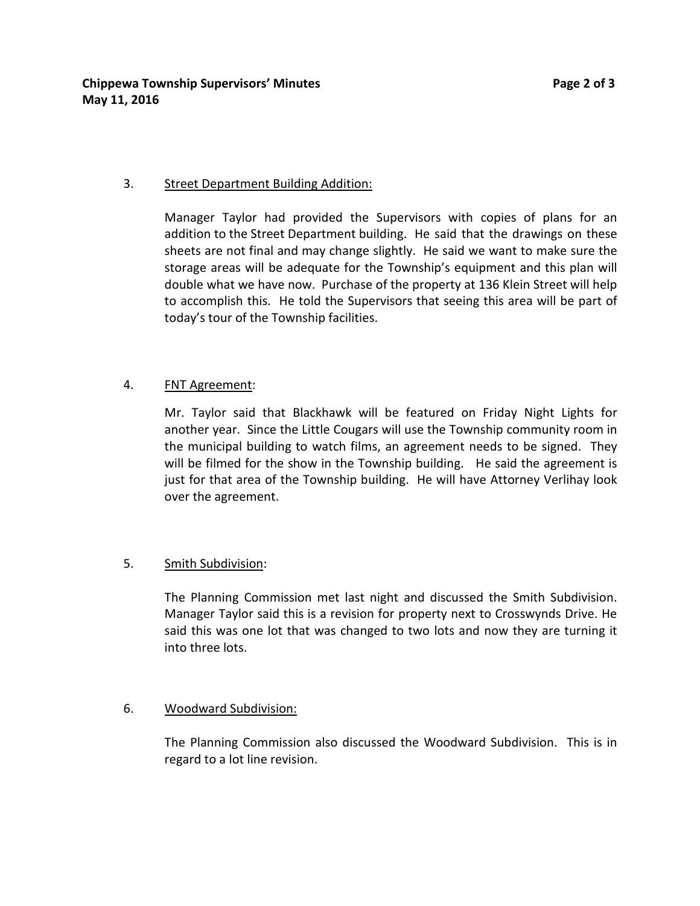3. <u>Street Department Building Addition:</u>

   Manager Taylor had provided the Supervisors with copies of plans for an addition to the Street Department building. He said that the drawings on these sheets are not final and may change slightly. He said we want to make sure the storage areas will be adequate for the Township's equipment and this plan will double what we have now. Purchase of the property at 136 Klein Street will help to accomplish this. He told the Supervisors that seeing this area will be part of today's tour of the Township facilities.

4. <u>FNT Agreement</u>:

   Mr. Taylor said that Blackhawk will be featured on Friday Night Lights for another year. Since the Little Cougars will use the Township community room in the municipal building to watch films, an agreement needs to be signed. They will be filmed for the show in the Township building. He said the agreement is just for that area of the Township building. He will have Attorney Verlihay look over the agreement.

5. <u>Smith Subdivision</u>:

   The Planning Commission met last night and discussed the Smith Subdivision. Manager Taylor said this is a revision for property next to Crosswynds Drive. He said this was one lot that was changed to two lots and now they are turning it into three lots.

6. <u>Woodward Subdivision:</u>

   The Planning Commission also discussed the Woodward Subdivision. This is in regard to a lot line revision.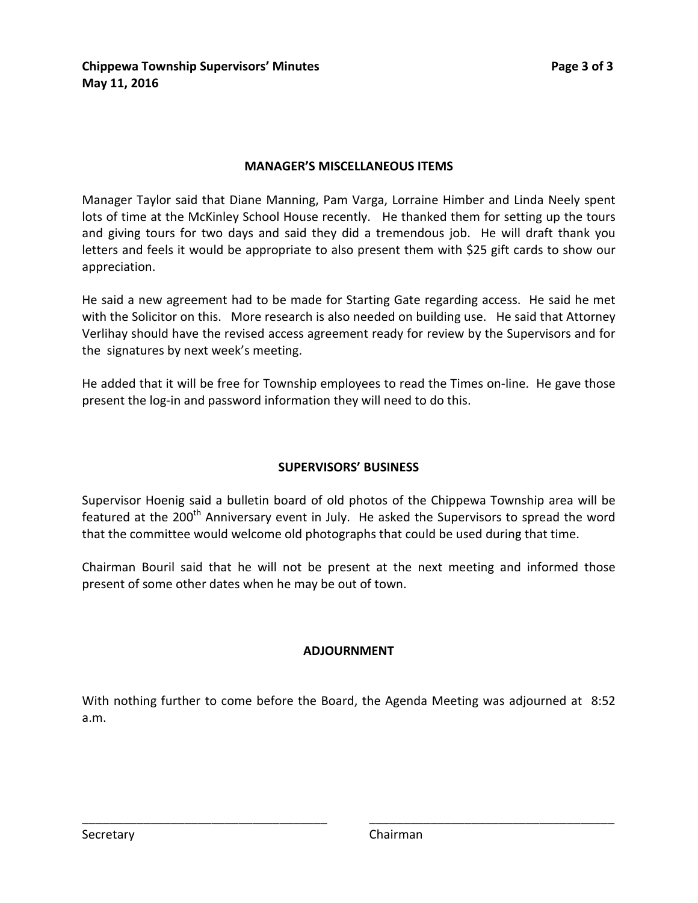## MANAGER'S MISCELLANEOUS ITEMS

Manager Taylor said that Diane Manning, Pam Varga, Lorraine Himber and Linda Neely spent lots of time at the McKinley School House recently. He thanked them for setting up the tours and giving tours for two days and said they did a tremendous job. He will draft thank you letters and feels it would be appropriate to also present them with $25 gift cards to show our appreciation.

He said a new agreement had to be made for Starting Gate regarding access. He said he met with the Solicitor on this. More research is also needed on building use. He said that Attorney Verlihay should have the revised access agreement ready for review by the Supervisors and for the signatures by next week's meeting.

He added that it will be free for Township employees to read the Times on-line. He gave those present the log-in and password information they will need to do this.

## SUPERVISORS' BUSINESS

Supervisor Hoenig said a bulletin board of old photos of the Chippewa Township area will be featured at the 200th Anniversary event in July. He asked the Supervisors to spread the word that the committee would welcome old photographs that could be used during that time.

Chairman Bouril said that he will not be present at the next meeting and informed those present of some other dates when he may be out of town.

## ADJOURNMENT

With nothing further to come before the Board, the Agenda Meeting was adjourned at 8:52 a.m.

\_\_\_\_\_\_\_\_\_\_\_\_\_\_\_\_\_\_\_\_\_\_\_\_\_\_\_\_\_\_\_\_\_\_\_\_
Secretary

\_\_\_\_\_\_\_\_\_\_\_\_\_\_\_\_\_\_\_\_\_\_\_\_\_\_\_\_\_\_\_\_\_\_\_\_
Chairman